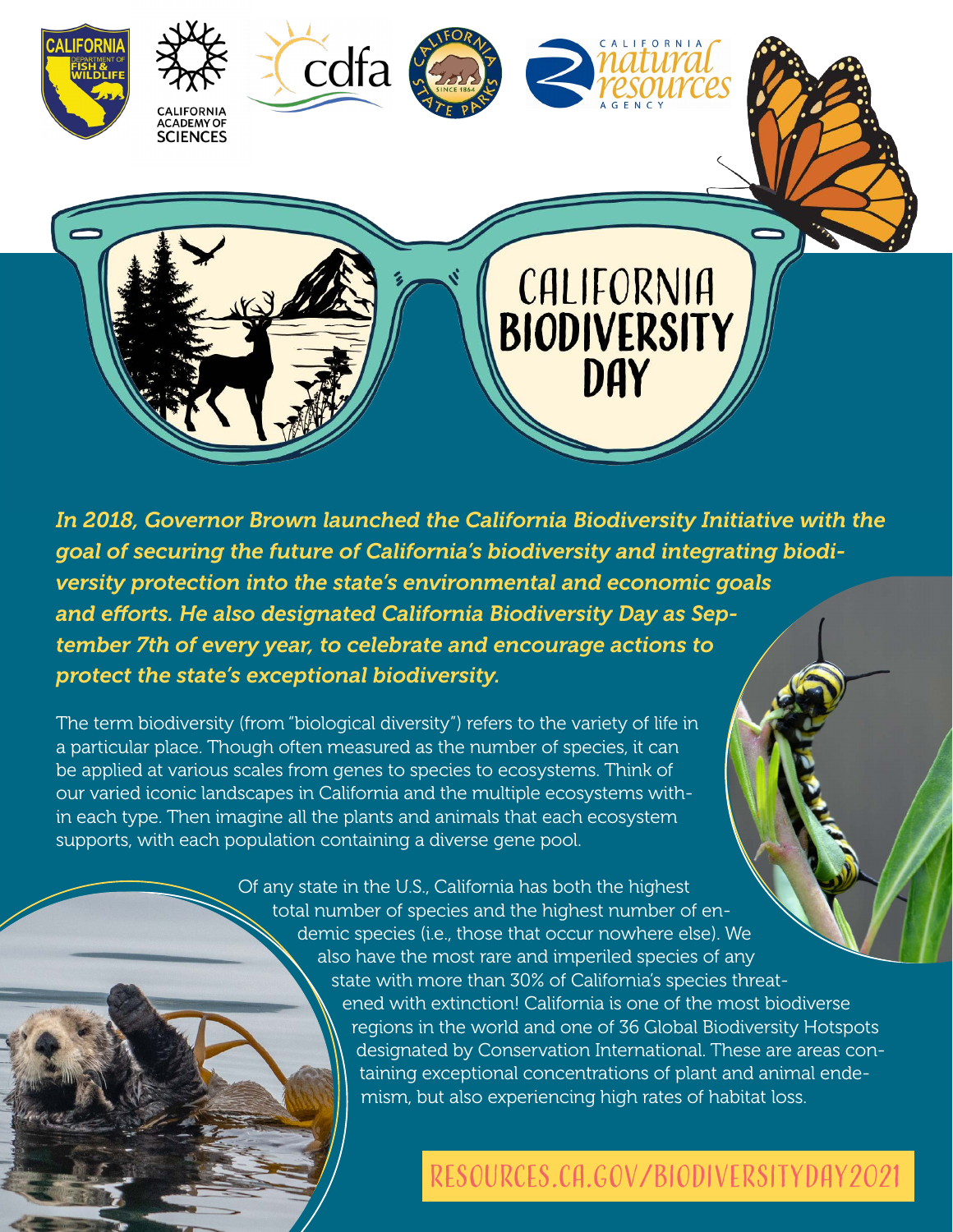CALIFORNIA DEPARTMENT OF FISH & WILDLIFE

CALIFORNIA ACADEMY OF SCIENCES

cdfa

CALIFORNIA STATE PARKS SINCE 1864

CALIFORNIA natural resources AGENCY

# CALIFORNIA BIODIVERSITY DAY

***In 2018, Governor Brown launched the California Biodiversity Initiative with the goal of securing the future of California's biodiversity and integrating biodiversity protection into the state's environmental and economic goals and efforts. He also designated California Biodiversity Day as September 7th of every year, to celebrate and encourage actions to protect the state's exceptional biodiversity.***

The term biodiversity (from "biological diversity") refers to the variety of life in a particular place. Though often measured as the number of species, it can be applied at various scales from genes to species to ecosystems. Think of our varied iconic landscapes in California and the multiple ecosystems within each type. Then imagine all the plants and animals that each ecosystem supports, with each population containing a diverse gene pool.

Of any state in the U.S., California has both the highest total number of species and the highest number of endemic species (i.e., those that occur nowhere else). We also have the most rare and imperiled species of any state with more than 30% of California's species threatened with extinction! California is one of the most biodiverse regions in the world and one of 36 Global Biodiversity Hotspots designated by Conservation International. These are areas containing exceptional concentrations of plant and animal endemism, but also experiencing high rates of habitat loss.

RESOURCES.CA.GOV/BIODIVERSITYDAY2021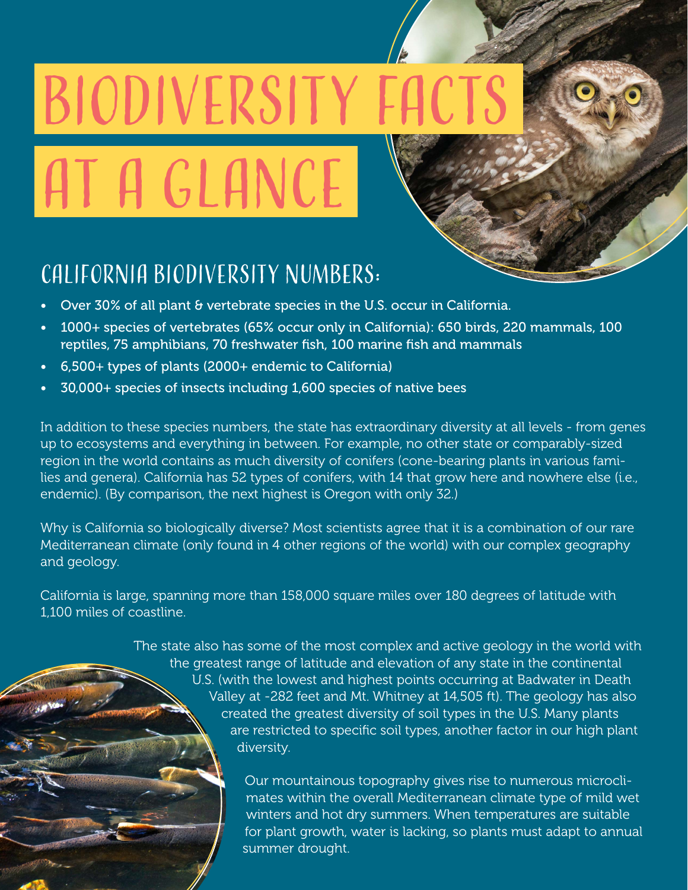# BIODIVERSITY FACTS AT A GLANCE

## CALIFORNIA BIODIVERSITY NUMBERS:

- Over 30% of all plant & vertebrate species in the U.S. occur in California.
- 1000+ species of vertebrates (65% occur only in California): 650 birds, 220 mammals, 100 reptiles, 75 amphibians, 70 freshwater fish, 100 marine fish and mammals
- 6,500+ types of plants (2000+ endemic to California)
- 30,000+ species of insects including 1,600 species of native bees

In addition to these species numbers, the state has extraordinary diversity at all levels - from genes up to ecosystems and everything in between. For example, no other state or comparably-sized region in the world contains as much diversity of conifers (cone-bearing plants in various families and genera). California has 52 types of conifers, with 14 that grow here and nowhere else (i.e., endemic). (By comparison, the next highest is Oregon with only 32.)

Why is California so biologically diverse? Most scientists agree that it is a combination of our rare Mediterranean climate (only found in 4 other regions of the world) with our complex geography and geology.

California is large, spanning more than 158,000 square miles over 180 degrees of latitude with 1,100 miles of coastline.

The state also has some of the most complex and active geology in the world with the greatest range of latitude and elevation of any state in the continental U.S. (with the lowest and highest points occurring at Badwater in Death Valley at -282 feet and Mt. Whitney at 14,505 ft). The geology has also created the greatest diversity of soil types in the U.S. Many plants are restricted to specific soil types, another factor in our high plant diversity.

Our mountainous topography gives rise to numerous microclimates within the overall Mediterranean climate type of mild wet winters and hot dry summers. When temperatures are suitable for plant growth, water is lacking, so plants must adapt to annual summer drought.